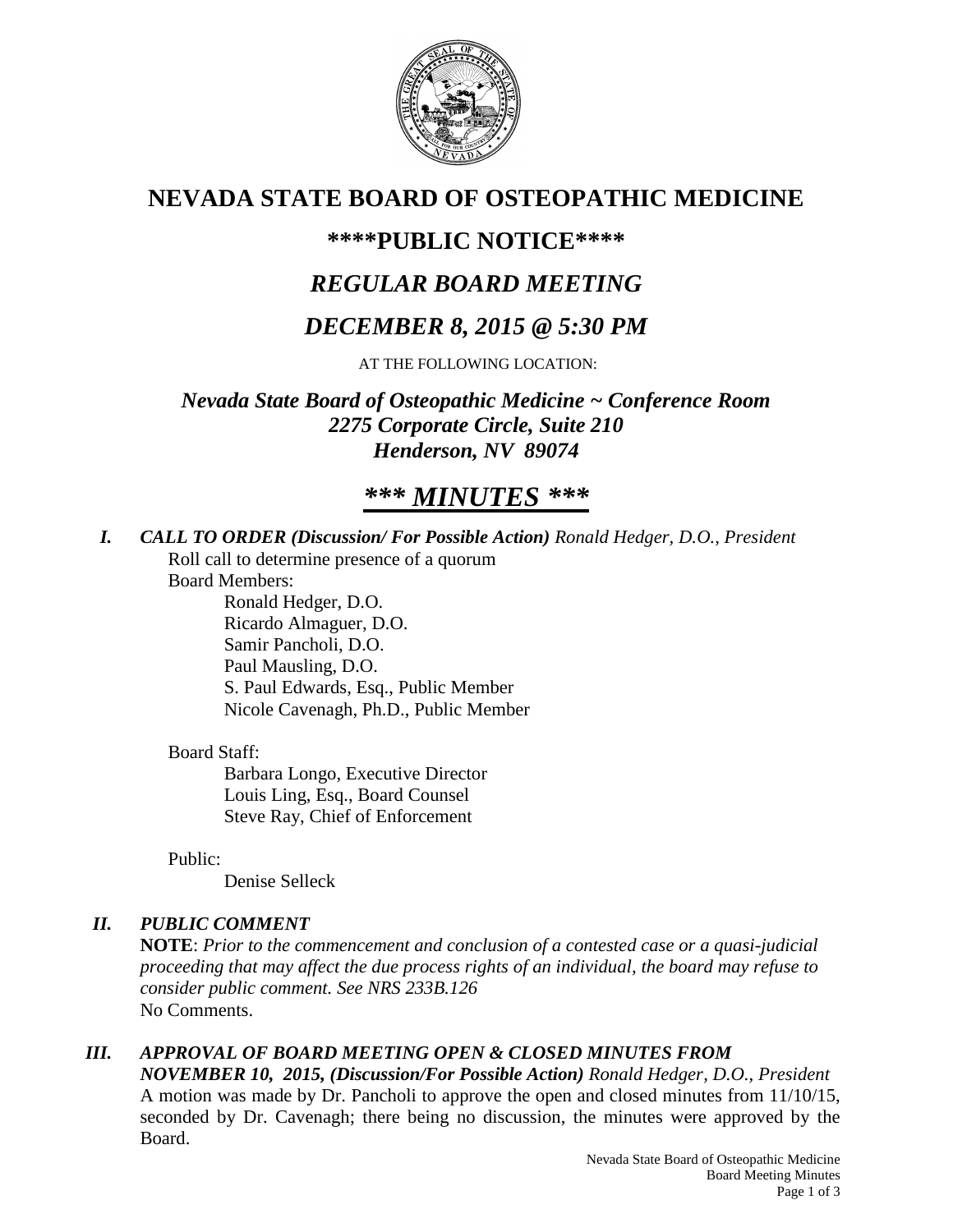# NEVADA STATE BOARD OF OSTEOPATHIC MEDICINE

## ****PUBLIC NOTICE****

## *REGULAR BOARD MEETING*

## *DECEMBER 8, 2015 @ 5:30 PM*

AT THE FOLLOWING LOCATION:

***Nevada State Board of Osteopathic Medicine ~ Conference Room***
***2275 Corporate Circle, Suite 210***
***Henderson, NV 89074***

# *** *MINUTES* ***

***I. CALL TO ORDER (Discussion/ For Possible Action)*** *Ronald Hedger, D.O., President*

Roll call to determine presence of a quorum

Board Members:

- Ronald Hedger, D.O.
- Ricardo Almaguer, D.O.
- Samir Pancholi, D.O.
- Paul Mausling, D.O.
- S. Paul Edwards, Esq., Public Member
- Nicole Cavenagh, Ph.D., Public Member

Board Staff:

- Barbara Longo, Executive Director
- Louis Ling, Esq., Board Counsel
- Steve Ray, Chief of Enforcement

Public:

- Denise Selleck

***II. PUBLIC COMMENT***

**NOTE**: *Prior to the commencement and conclusion of a contested case or a quasi-judicial proceeding that may affect the due process rights of an individual, the board may refuse to consider public comment. See NRS 233B.126*

No Comments.

***III. APPROVAL OF BOARD MEETING OPEN & CLOSED MINUTES FROM NOVEMBER 10, 2015, (Discussion/For Possible Action)*** *Ronald Hedger, D.O., President*

A motion was made by Dr. Pancholi to approve the open and closed minutes from 11/10/15, seconded by Dr. Cavenagh; there being no discussion, the minutes were approved by the Board.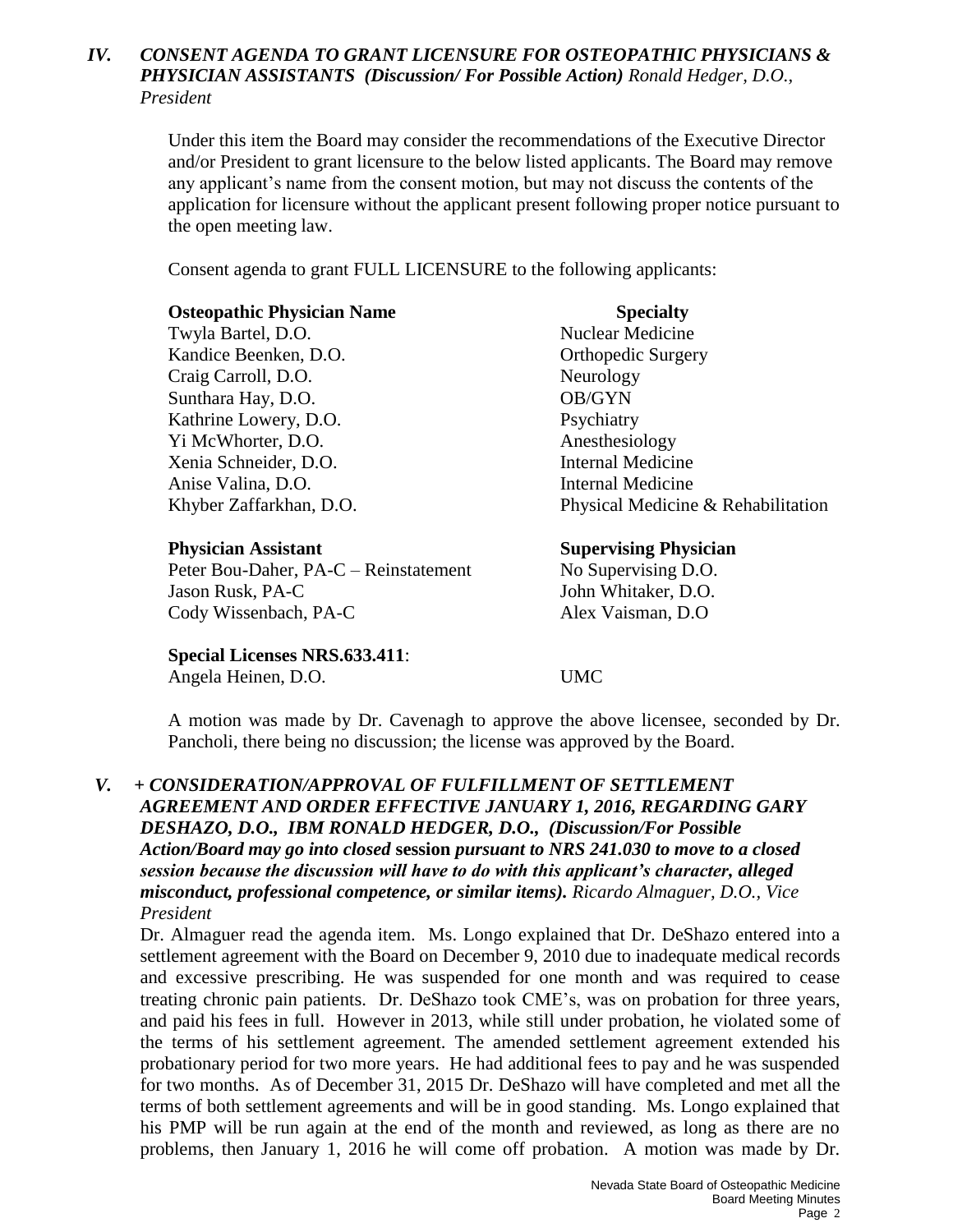## IV. *CONSENT AGENDA TO GRANT LICENSURE FOR OSTEOPATHIC PHYSICIANS & PHYSICIAN ASSISTANTS (Discussion/ For Possible Action) Ronald Hedger, D.O., President*

Under this item the Board may consider the recommendations of the Executive Director and/or President to grant licensure to the below listed applicants. The Board may remove any applicant's name from the consent motion, but may not discuss the contents of the application for licensure without the applicant present following proper notice pursuant to the open meeting law.

Consent agenda to grant FULL LICENSURE to the following applicants:

| **Osteopathic Physician Name** | **Specialty** |
|---|---|
| Twyla Bartel, D.O. | Nuclear Medicine |
| Kandice Beenken, D.O. | Orthopedic Surgery |
| Craig Carroll, D.O. | Neurology |
| Sunthara Hay, D.O. | OB/GYN |
| Kathrine Lowery, D.O. | Psychiatry |
| Yi McWhorter, D.O. | Anesthesiology |
| Xenia Schneider, D.O. | Internal Medicine |
| Anise Valina, D.O. | Internal Medicine |
| Khyber Zaffarkhan, D.O. | Physical Medicine & Rehabilitation |

| **Physician Assistant** | **Supervising Physician** |
|---|---|
| Peter Bou-Daher, PA-C – Reinstatement | No Supervising D.O. |
| Jason Rusk, PA-C | John Whitaker, D.O. |
| Cody Wissenbach, PA-C | Alex Vaisman, D.O |

**Special Licenses NRS.633.411**:

Angela Heinen, D.O. — UMC

A motion was made by Dr. Cavenagh to approve the above licensee, seconded by Dr. Pancholi, there being no discussion; the license was approved by the Board.

## V. *+ CONSIDERATION/APPROVAL OF FULFILLMENT OF SETTLEMENT AGREEMENT AND ORDER EFFECTIVE JANUARY 1, 2016, REGARDING GARY DESHAZO, D.O., IBM RONALD HEDGER, D.O., (Discussion/For Possible Action/Board may go into closed* **session** *pursuant to NRS 241.030 to move to a closed session because the discussion will have to do with this applicant's character, alleged misconduct, professional competence, or similar items). Ricardo Almaguer, D.O., Vice President*

Dr. Almaguer read the agenda item. Ms. Longo explained that Dr. DeShazo entered into a settlement agreement with the Board on December 9, 2010 due to inadequate medical records and excessive prescribing. He was suspended for one month and was required to cease treating chronic pain patients. Dr. DeShazo took CME's, was on probation for three years, and paid his fees in full. However in 2013, while still under probation, he violated some of the terms of his settlement agreement. The amended settlement agreement extended his probationary period for two more years. He had additional fees to pay and he was suspended for two months. As of December 31, 2015 Dr. DeShazo will have completed and met all the terms of both settlement agreements and will be in good standing. Ms. Longo explained that his PMP will be run again at the end of the month and reviewed, as long as there are no problems, then January 1, 2016 he will come off probation. A motion was made by Dr.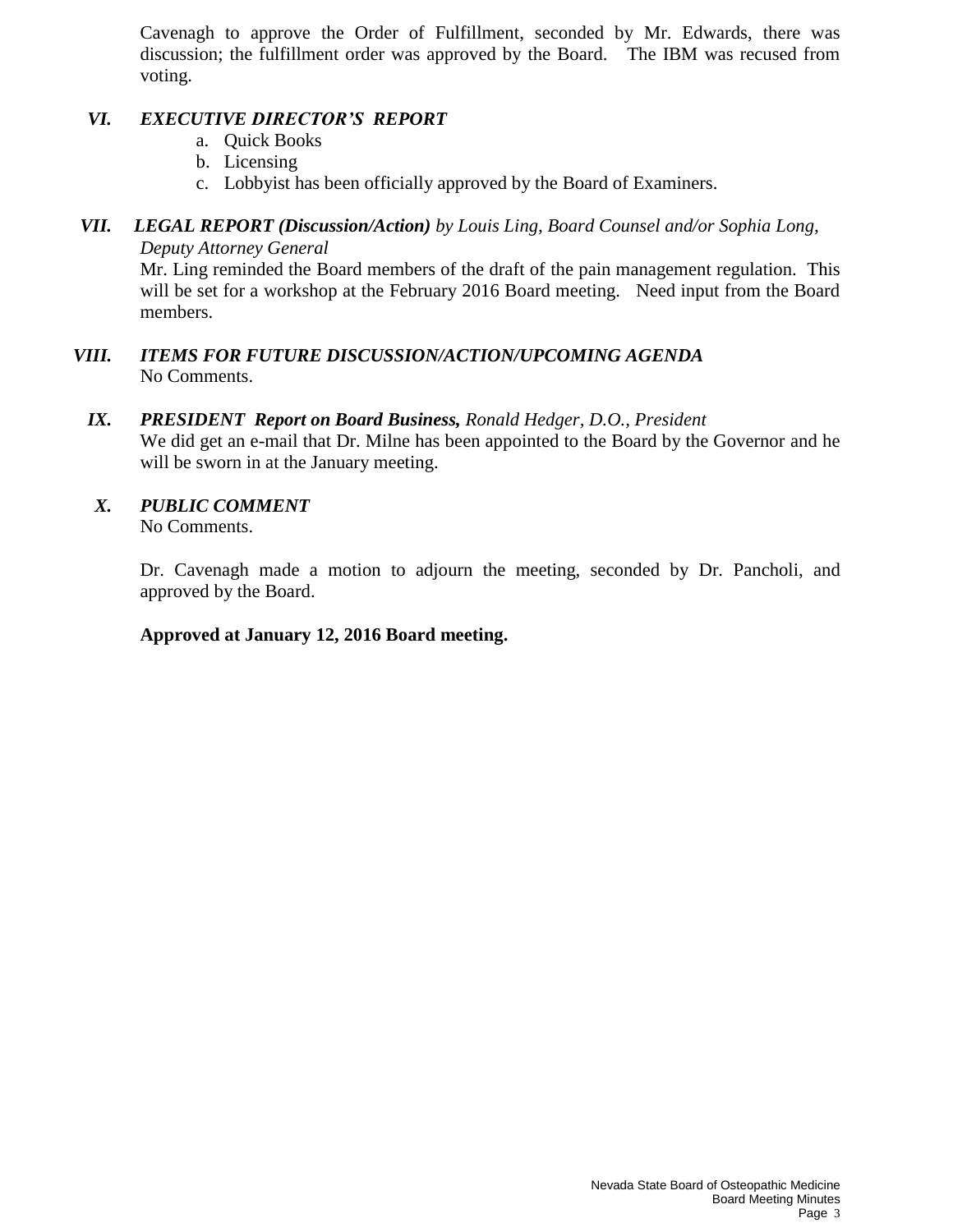Cavenagh to approve the Order of Fulfillment, seconded by Mr. Edwards, there was discussion; the fulfillment order was approved by the Board. The IBM was recused from voting.

## VI. *EXECUTIVE DIRECTOR'S REPORT*

a. Quick Books
b. Licensing
c. Lobbyist has been officially approved by the Board of Examiners.

## VII. *LEGAL REPORT (Discussion/Action)* *by Louis Ling, Board Counsel and/or Sophia Long, Deputy Attorney General*

Mr. Ling reminded the Board members of the draft of the pain management regulation. This will be set for a workshop at the February 2016 Board meeting. Need input from the Board members.

## VIII. *ITEMS FOR FUTURE DISCUSSION/ACTION/UPCOMING AGENDA*

No Comments.

## IX. *PRESIDENT Report on Board Business,* *Ronald Hedger, D.O., President*

We did get an e-mail that Dr. Milne has been appointed to the Board by the Governor and he will be sworn in at the January meeting.

## X. *PUBLIC COMMENT*

No Comments.

Dr. Cavenagh made a motion to adjourn the meeting, seconded by Dr. Pancholi, and approved by the Board.

**Approved at January 12, 2016 Board meeting.**